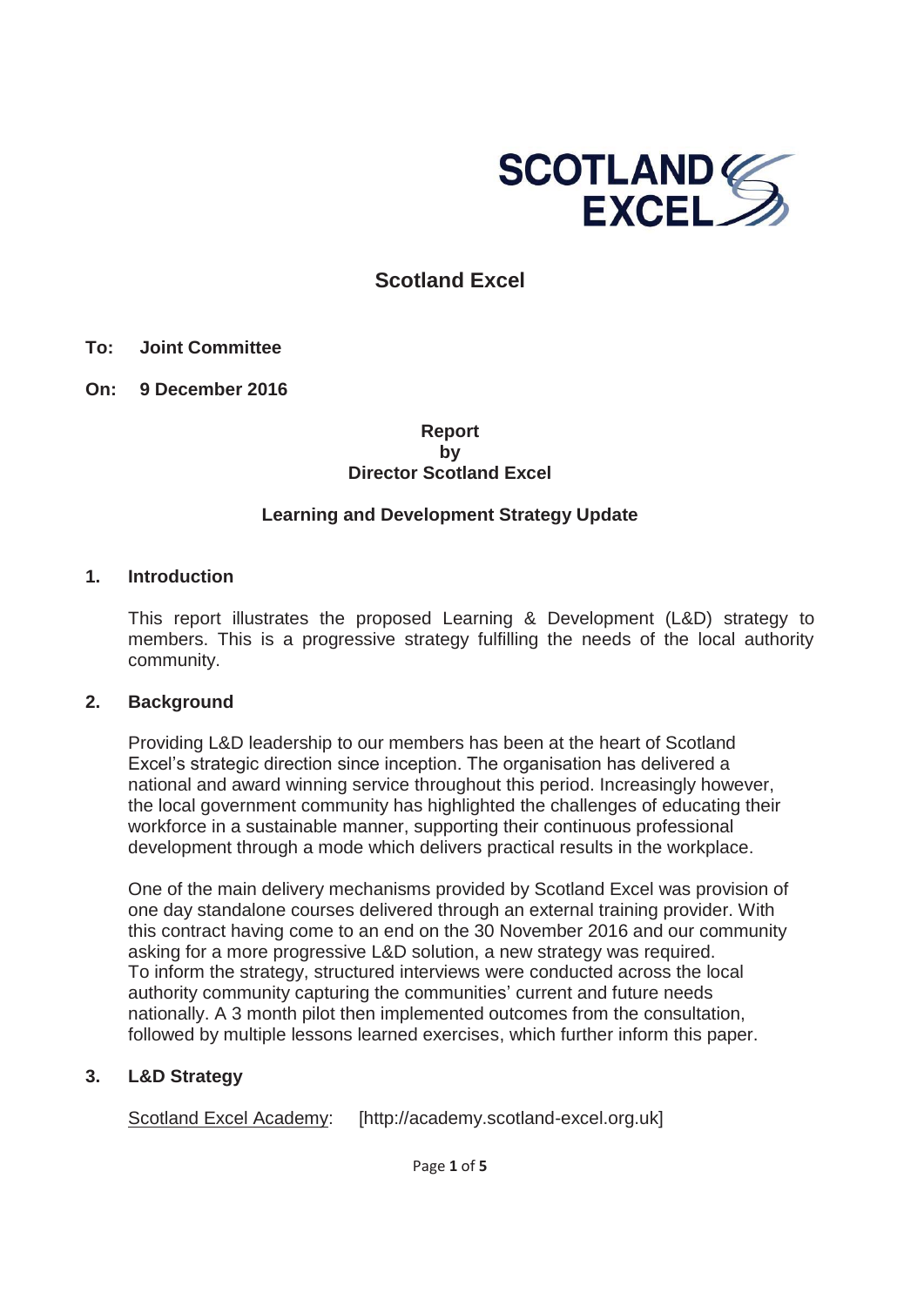# Scotland Excel

**To:** **Joint Committee**

**On:** **9 December 2016**

**Report**
**by**
**Director Scotland Excel**

**Learning and Development Strategy Update**

## 1. Introduction

This report illustrates the proposed Learning & Development (L&D) strategy to members. This is a progressive strategy fulfilling the needs of the local authority community.

## 2. Background

Providing L&D leadership to our members has been at the heart of Scotland Excel's strategic direction since inception. The organisation has delivered a national and award winning service throughout this period. Increasingly however, the local government community has highlighted the challenges of educating their workforce in a sustainable manner, supporting their continuous professional development through a mode which delivers practical results in the workplace.

One of the main delivery mechanisms provided by Scotland Excel was provision of one day standalone courses delivered through an external training provider. With this contract having come to an end on the 30 November 2016 and our community asking for a more progressive L&D solution, a new strategy was required.
To inform the strategy, structured interviews were conducted across the local authority community capturing the communities' current and future needs nationally. A 3 month pilot then implemented outcomes from the consultation, followed by multiple lessons learned exercises, which further inform this paper.

## 3. L&D Strategy

Scotland Excel Academy: [http://academy.scotland-excel.org.uk]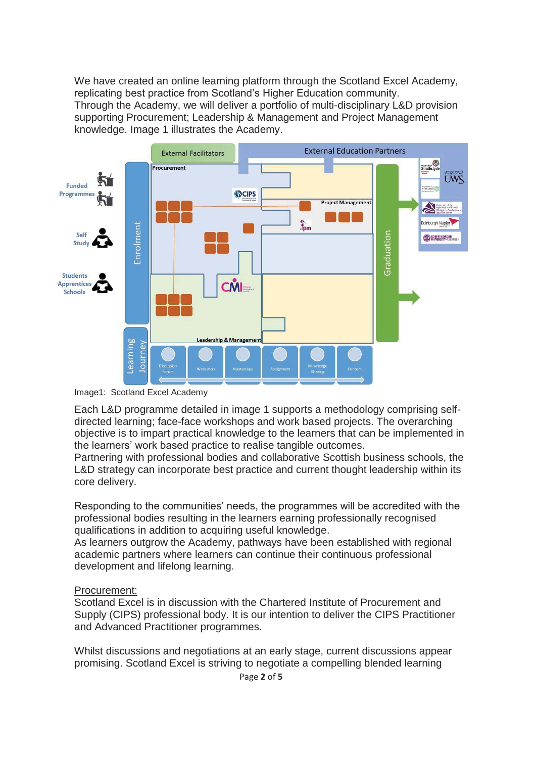We have created an online learning platform through the Scotland Excel Academy, replicating best practice from Scotland's Higher Education community.
Through the Academy, we will deliver a portfolio of multi-disciplinary L&D provision supporting Procurement; Leadership & Management and Project Management knowledge. Image 1 illustrates the Academy.

Image1: Scotland Excel Academy

Each L&D programme detailed in image 1 supports a methodology comprising self-directed learning; face-face workshops and work based projects. The overarching objective is to impart practical knowledge to the learners that can be implemented in the learners' work based practice to realise tangible outcomes.
Partnering with professional bodies and collaborative Scottish business schools, the L&D strategy can incorporate best practice and current thought leadership within its core delivery.

Responding to the communities' needs, the programmes will be accredited with the professional bodies resulting in the learners earning professionally recognised qualifications in addition to acquiring useful knowledge.
As learners outgrow the Academy, pathways have been established with regional academic partners where learners can continue their continuous professional development and lifelong learning.

<u>Procurement:</u>
Scotland Excel is in discussion with the Chartered Institute of Procurement and Supply (CIPS) professional body. It is our intention to deliver the CIPS Practitioner and Advanced Practitioner programmes.

Whilst discussions and negotiations at an early stage, current discussions appear promising. Scotland Excel is striving to negotiate a compelling blended learning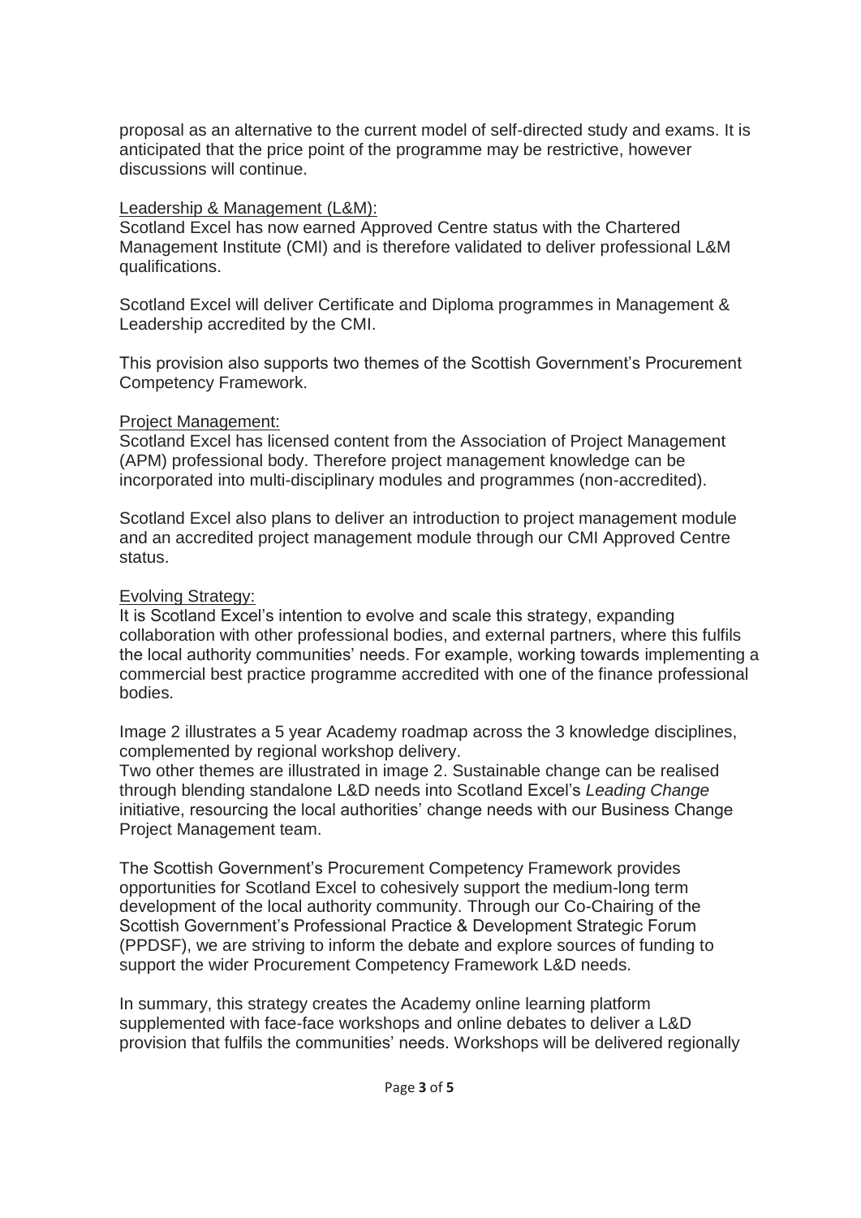proposal as an alternative to the current model of self-directed study and exams. It is anticipated that the price point of the programme may be restrictive, however discussions will continue.

Leadership & Management (L&M):

Scotland Excel has now earned Approved Centre status with the Chartered Management Institute (CMI) and is therefore validated to deliver professional L&M qualifications.

Scotland Excel will deliver Certificate and Diploma programmes in Management & Leadership accredited by the CMI.

This provision also supports two themes of the Scottish Government's Procurement Competency Framework.

Project Management:

Scotland Excel has licensed content from the Association of Project Management (APM) professional body. Therefore project management knowledge can be incorporated into multi-disciplinary modules and programmes (non-accredited).

Scotland Excel also plans to deliver an introduction to project management module and an accredited project management module through our CMI Approved Centre status.

Evolving Strategy:

It is Scotland Excel's intention to evolve and scale this strategy, expanding collaboration with other professional bodies, and external partners, where this fulfils the local authority communities' needs. For example, working towards implementing a commercial best practice programme accredited with one of the finance professional bodies.

Image 2 illustrates a 5 year Academy roadmap across the 3 knowledge disciplines, complemented by regional workshop delivery.

Two other themes are illustrated in image 2. Sustainable change can be realised through blending standalone L&D needs into Scotland Excel's *Leading Change* initiative, resourcing the local authorities' change needs with our Business Change Project Management team.

The Scottish Government's Procurement Competency Framework provides opportunities for Scotland Excel to cohesively support the medium-long term development of the local authority community. Through our Co-Chairing of the Scottish Government's Professional Practice & Development Strategic Forum (PPDSF), we are striving to inform the debate and explore sources of funding to support the wider Procurement Competency Framework L&D needs.

In summary, this strategy creates the Academy online learning platform supplemented with face-face workshops and online debates to deliver a L&D provision that fulfils the communities' needs. Workshops will be delivered regionally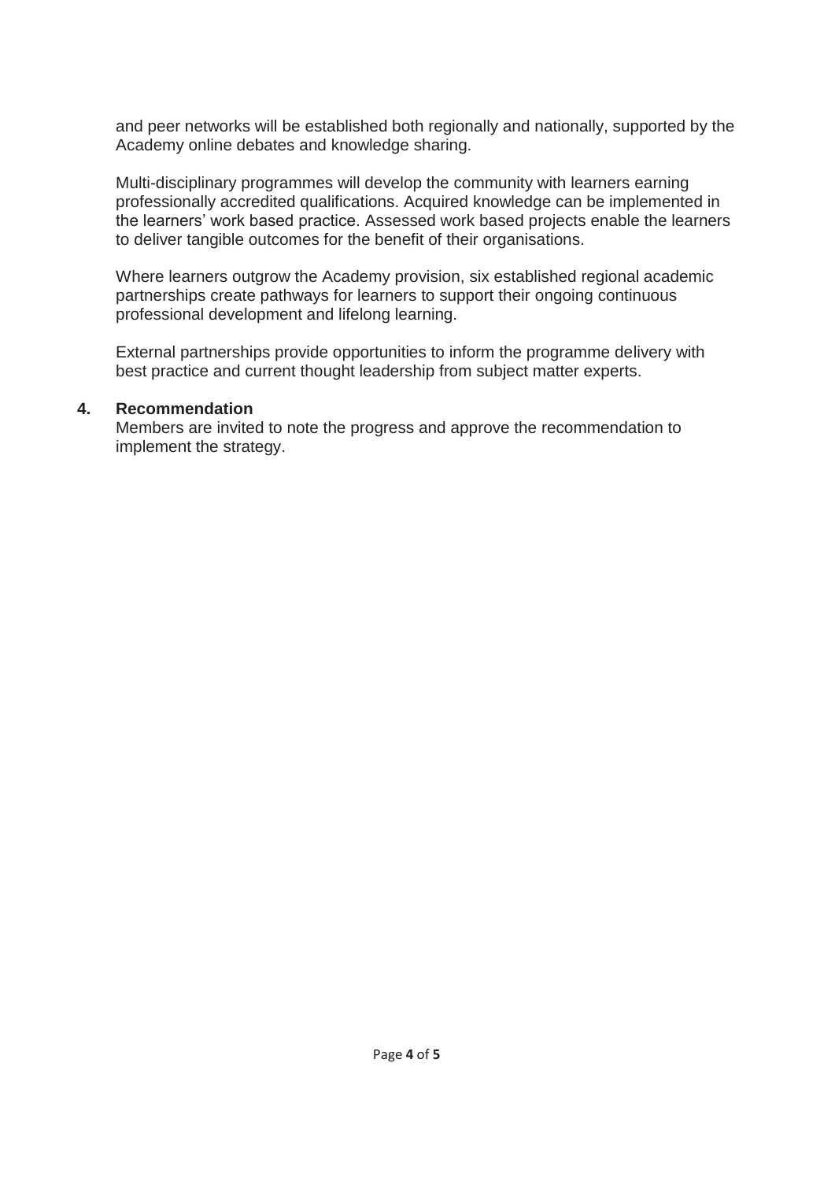and peer networks will be established both regionally and nationally, supported by the Academy online debates and knowledge sharing.

Multi-disciplinary programmes will develop the community with learners earning professionally accredited qualifications. Acquired knowledge can be implemented in the learners' work based practice. Assessed work based projects enable the learners to deliver tangible outcomes for the benefit of their organisations.

Where learners outgrow the Academy provision, six established regional academic partnerships create pathways for learners to support their ongoing continuous professional development and lifelong learning.

External partnerships provide opportunities to inform the programme delivery with best practice and current thought leadership from subject matter experts.

## 4. Recommendation

Members are invited to note the progress and approve the recommendation to implement the strategy.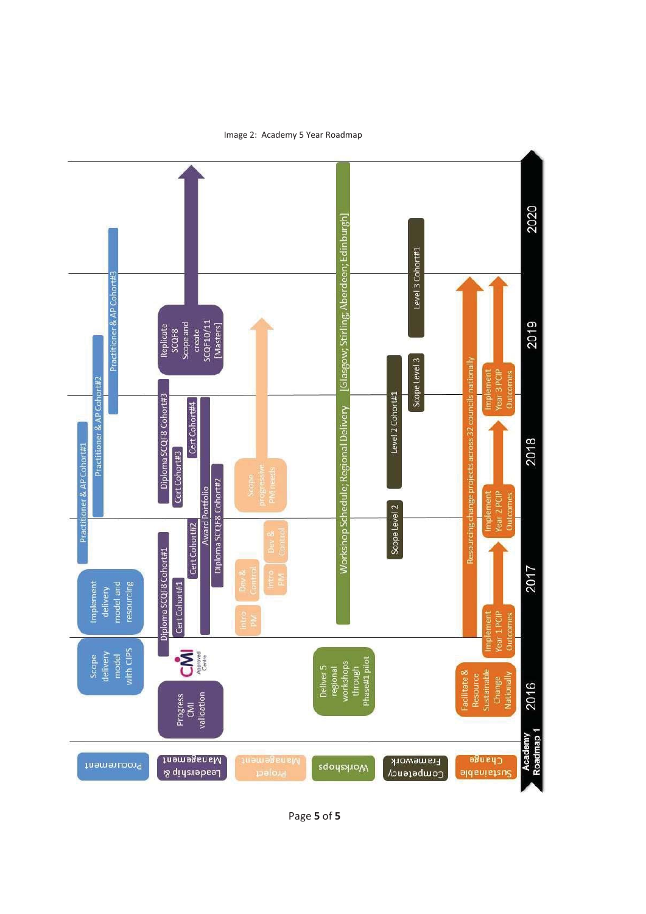Image 2: Academy 5 Year Roadmap

Academy Roadmap 1

2016
2017
2018
2019
2020

Procurement

Scope delivery model with CIPS
Implement delivery model and resourcing
Practitioner & AP Cohort#1
Practitioner & AP Cohort#2
Practitioner & AP Cohort#3

Leadership & Management

Progress CMI validation
CMI Approved Centre
Diploma SCQF8 Cohort#1
Cert Cohort#1
Cert Cohort#2
Award Portfolio
Diploma SCQF8 Cohort#2
Cert Cohort#3
Diploma SCQF8 Cohort#3
Cert Cohort#4
Replicate SCQF8 Scope and create SCQF10/11 [Masters]

Project Management

Intro PM
Dev & Control
Intro PM
Dev & Control
Scope progressive PM needs

Workshops

Deliver 5 regional workshops through Phase#1 pilot
Workshop Schedule; Regional Delivery [Glasgow; Stirling; Aberdeen; Edinburgh]

Competency Framework

Scope Level 2
Level 2 Cohort#1
Scope Level 3
Level 3 Cohort#1

Sustainable Change

Facilitate & Resource Sustainable Change Nationally
Resourcing change projects across 32 councils nationally
Implement Year 1 PCIP Outcomes
Implement Year 2 PCIP Outcomes
Implement Year 3 PCIP Outcomes